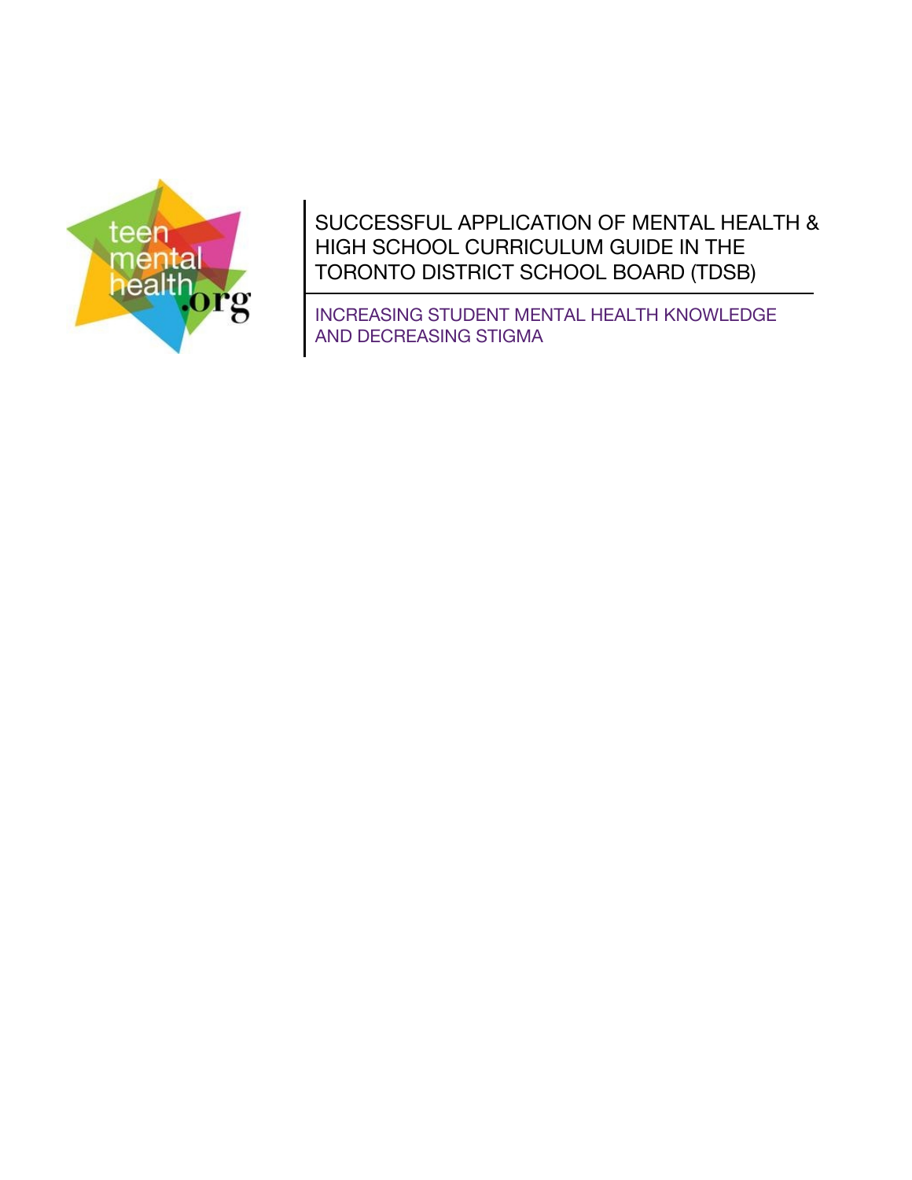# SUCCESSFUL APPLICATION OF MENTAL HEALTH & HIGH SCHOOL CURRICULUM GUIDE IN THE TORONTO DISTRICT SCHOOL BOARD (TDSB)

## INCREASING STUDENT MENTAL HEALTH KNOWLEDGE AND DECREASING STIGMA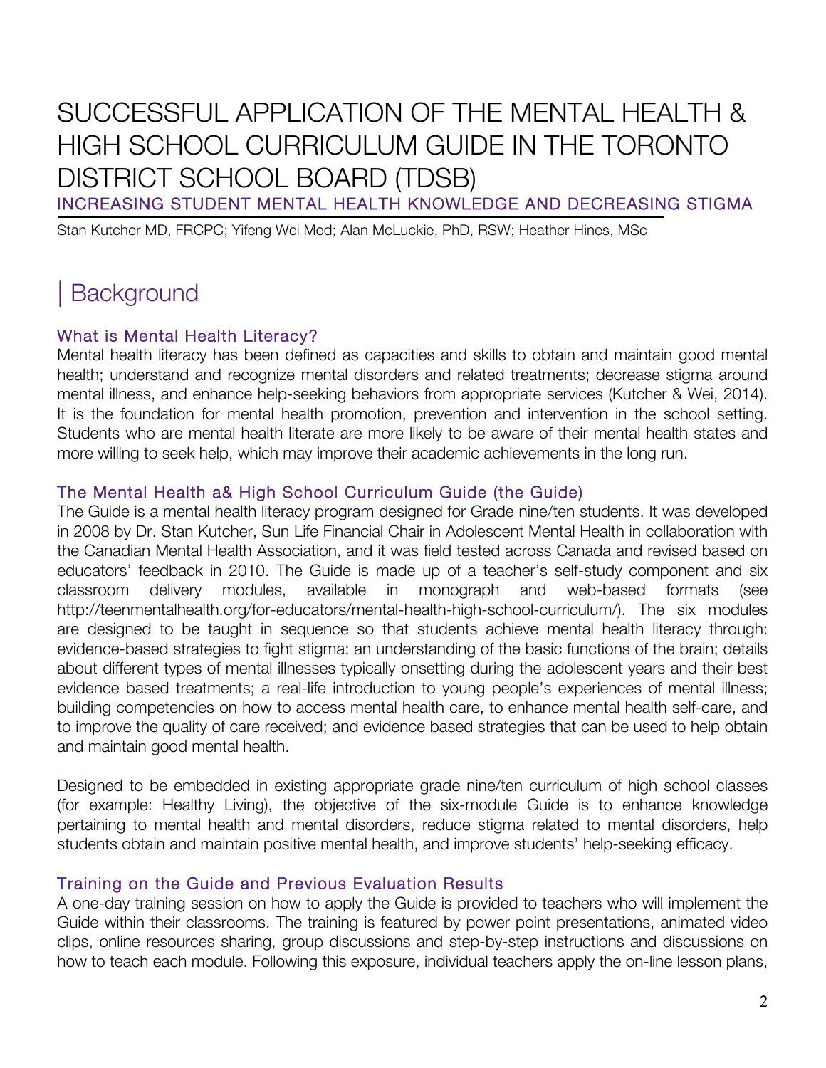# SUCCESSFUL APPLICATION OF THE MENTAL HEALTH & HIGH SCHOOL CURRICULUM GUIDE IN THE TORONTO DISTRICT SCHOOL BOARD (TDSB)

## INCREASING STUDENT MENTAL HEALTH KNOWLEDGE AND DECREASING STIGMA

Stan Kutcher MD, FRCPC; Yifeng Wei Med; Alan McLuckie, PhD, RSW; Heather Hines, MSc

## | Background

### What is Mental Health Literacy?

Mental health literacy has been defined as capacities and skills to obtain and maintain good mental health; understand and recognize mental disorders and related treatments; decrease stigma around mental illness, and enhance help-seeking behaviors from appropriate services (Kutcher & Wei, 2014). It is the foundation for mental health promotion, prevention and intervention in the school setting. Students who are mental health literate are more likely to be aware of their mental health states and more willing to seek help, which may improve their academic achievements in the long run.

### The Mental Health a& High School Curriculum Guide (the Guide)

The Guide is a mental health literacy program designed for Grade nine/ten students. It was developed in 2008 by Dr. Stan Kutcher, Sun Life Financial Chair in Adolescent Mental Health in collaboration with the Canadian Mental Health Association, and it was field tested across Canada and revised based on educators' feedback in 2010. The Guide is made up of a teacher's self-study component and six classroom delivery modules, available in monograph and web-based formats (see http://teenmentalhealth.org/for-educators/mental-health-high-school-curriculum/). The six modules are designed to be taught in sequence so that students achieve mental health literacy through: evidence-based strategies to fight stigma; an understanding of the basic functions of the brain; details about different types of mental illnesses typically onsetting during the adolescent years and their best evidence based treatments; a real-life introduction to young people's experiences of mental illness; building competencies on how to access mental health care, to enhance mental health self-care, and to improve the quality of care received; and evidence based strategies that can be used to help obtain and maintain good mental health.

Designed to be embedded in existing appropriate grade nine/ten curriculum of high school classes (for example: Healthy Living), the objective of the six-module Guide is to enhance knowledge pertaining to mental health and mental disorders, reduce stigma related to mental disorders, help students obtain and maintain positive mental health, and improve students' help-seeking efficacy.

### Training on the Guide and Previous Evaluation Results

A one-day training session on how to apply the Guide is provided to teachers who will implement the Guide within their classrooms. The training is featured by power point presentations, animated video clips, online resources sharing, group discussions and step-by-step instructions and discussions on how to teach each module. Following this exposure, individual teachers apply the on-line lesson plans,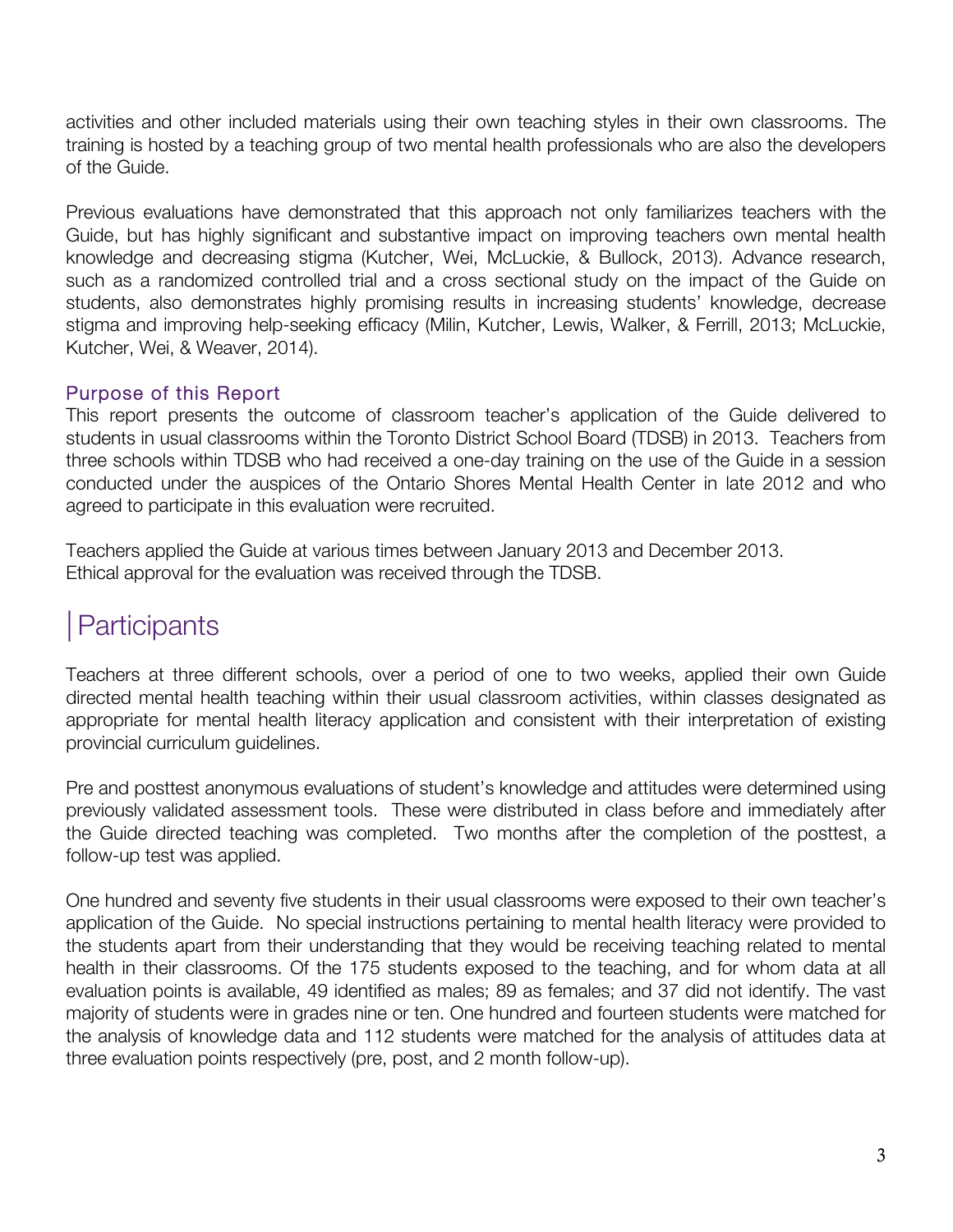activities and other included materials using their own teaching styles in their own classrooms. The training is hosted by a teaching group of two mental health professionals who are also the developers of the Guide.

Previous evaluations have demonstrated that this approach not only familiarizes teachers with the Guide, but has highly significant and substantive impact on improving teachers own mental health knowledge and decreasing stigma (Kutcher, Wei, McLuckie, & Bullock, 2013). Advance research, such as a randomized controlled trial and a cross sectional study on the impact of the Guide on students, also demonstrates highly promising results in increasing students' knowledge, decrease stigma and improving help-seeking efficacy (Milin, Kutcher, Lewis, Walker, & Ferrill, 2013; McLuckie, Kutcher, Wei, & Weaver, 2014).

### Purpose of this Report

This report presents the outcome of classroom teacher's application of the Guide delivered to students in usual classrooms within the Toronto District School Board (TDSB) in 2013. Teachers from three schools within TDSB who had received a one-day training on the use of the Guide in a session conducted under the auspices of the Ontario Shores Mental Health Center in late 2012 and who agreed to participate in this evaluation were recruited.

Teachers applied the Guide at various times between January 2013 and December 2013.
Ethical approval for the evaluation was received through the TDSB.

## Participants

Teachers at three different schools, over a period of one to two weeks, applied their own Guide directed mental health teaching within their usual classroom activities, within classes designated as appropriate for mental health literacy application and consistent with their interpretation of existing provincial curriculum guidelines.

Pre and posttest anonymous evaluations of student's knowledge and attitudes were determined using previously validated assessment tools. These were distributed in class before and immediately after the Guide directed teaching was completed. Two months after the completion of the posttest, a follow-up test was applied.

One hundred and seventy five students in their usual classrooms were exposed to their own teacher's application of the Guide. No special instructions pertaining to mental health literacy were provided to the students apart from their understanding that they would be receiving teaching related to mental health in their classrooms. Of the 175 students exposed to the teaching, and for whom data at all evaluation points is available, 49 identified as males; 89 as females; and 37 did not identify. The vast majority of students were in grades nine or ten. One hundred and fourteen students were matched for the analysis of knowledge data and 112 students were matched for the analysis of attitudes data at three evaluation points respectively (pre, post, and 2 month follow-up).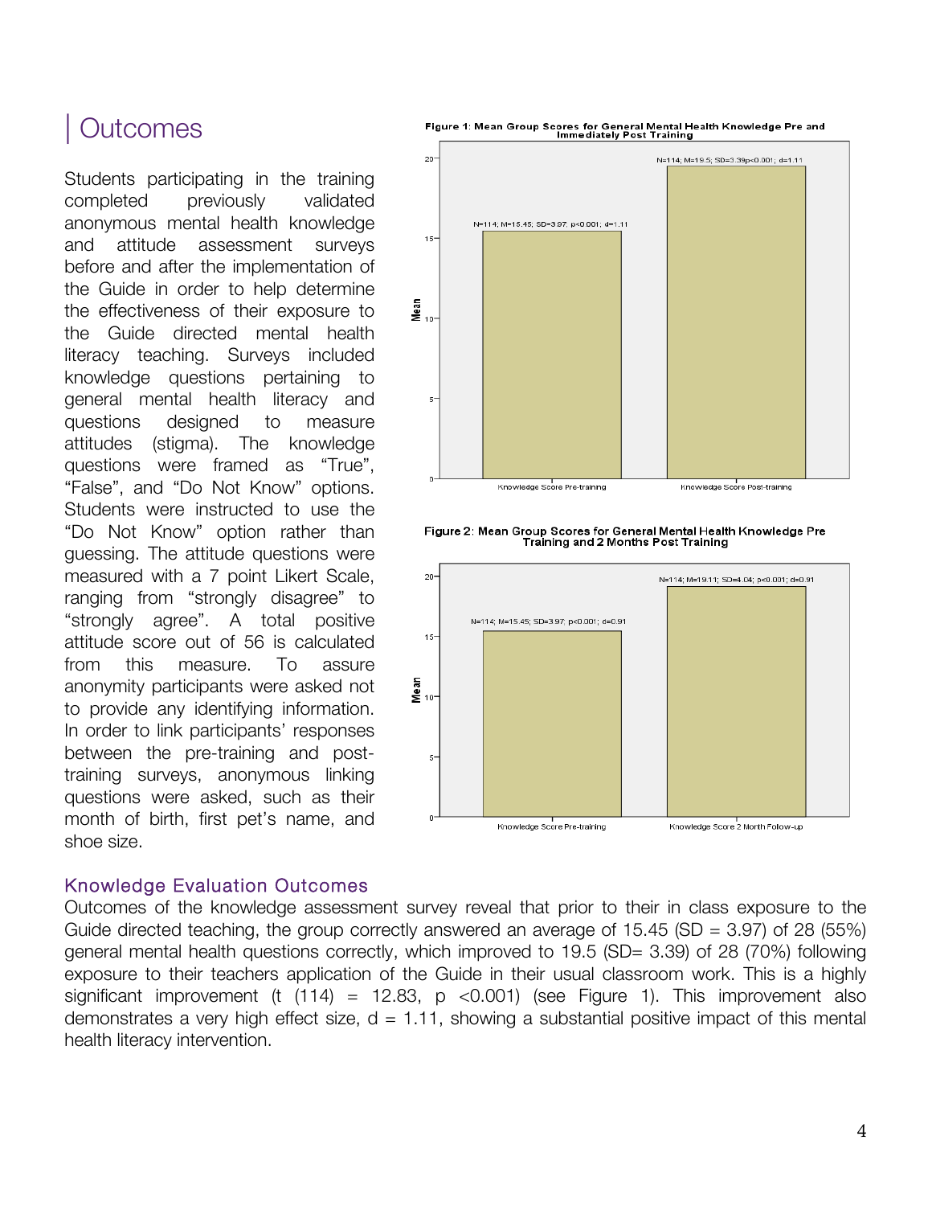# | Outcomes

Students participating in the training completed previously validated anonymous mental health knowledge and attitude assessment surveys before and after the implementation of the Guide in order to help determine the effectiveness of their exposure to the Guide directed mental health literacy teaching. Surveys included knowledge questions pertaining to general mental health literacy and questions designed to measure attitudes (stigma). The knowledge questions were framed as "True", "False", and "Do Not Know" options. Students were instructed to use the "Do Not Know" option rather than guessing. The attitude questions were measured with a 7 point Likert Scale, ranging from "strongly disagree" to "strongly agree". A total positive attitude score out of 56 is calculated from this measure. To assure anonymity participants were asked not to provide any identifying information. In order to link participants' responses between the pre-training and post-training surveys, anonymous linking questions were asked, such as their month of birth, first pet's name, and shoe size.

**Figure 1: Mean Group Scores for General Mental Health Knowledge Pre and Immediately Post Training**

| | Knowledge Score Pre-training | Knowledge Score Post-training |
|---|---|---|
| Mean | N=114; M=15.45; SD=3.97; p<0.001; d=1.11 | N=114; M=19.5; SD=3.39p<0.001; d=1.11 |

**Figure 2: Mean Group Scores for General Mental Health Knowledge Pre Training and 2 Months Post Training**

| | Knowledge Score Pre-training | Knowledge Score 2 Month Follow-up |
|---|---|---|
| Mean | N=114; M=15.45; SD=3.97; p<0.001; d=0.91 | N=114; M=19.11; SD=4.04; p<0.001; d=0.91 |

## Knowledge Evaluation Outcomes

Outcomes of the knowledge assessment survey reveal that prior to their in class exposure to the Guide directed teaching, the group correctly answered an average of 15.45 (SD = 3.97) of 28 (55%) general mental health questions correctly, which improved to 19.5 (SD= 3.39) of 28 (70%) following exposure to their teachers application of the Guide in their usual classroom work. This is a highly significant improvement ($t(114) = 12.83$, $p < 0.001$) (see Figure 1). This improvement also demonstrates a very high effect size, $d = 1.11$, showing a substantial positive impact of this mental health literacy intervention.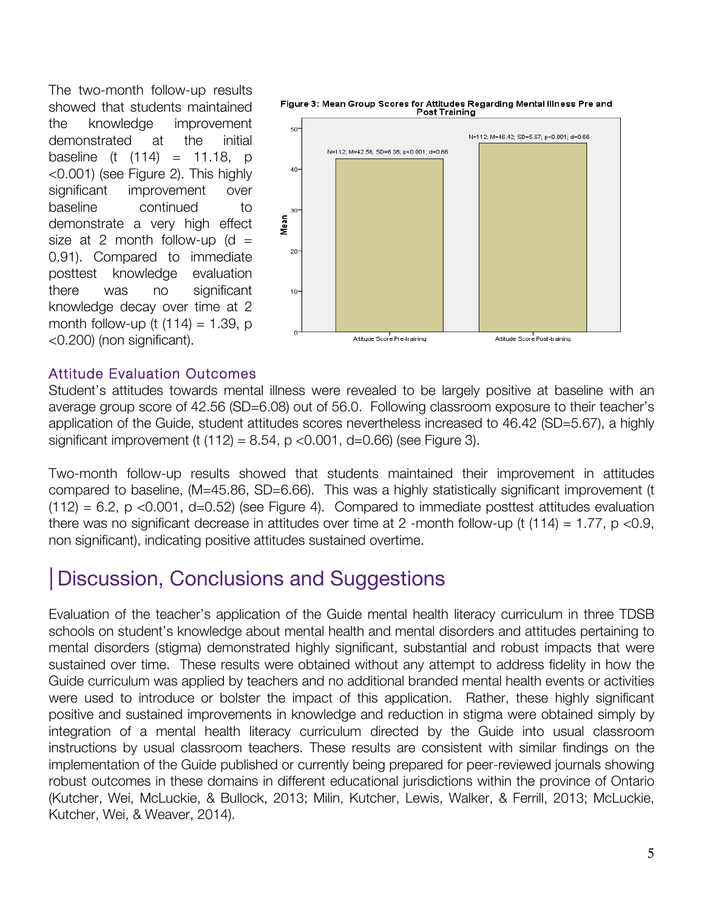The two-month follow-up results showed that students maintained the knowledge improvement demonstrated at the initial baseline ($t(114) = 11.18$, $p < 0.001$) (see Figure 2). This highly significant improvement over baseline continued to demonstrate a very high effect size at 2 month follow-up ($d = 0.91$). Compared to immediate posttest knowledge evaluation there was no significant knowledge decay over time at 2 month follow-up ($t(114) = 1.39$, $p < 0.200$) (non significant).

**Figure 3: Mean Group Scores for Attitudes Regarding Mental Illness Pre and Post Training**

| | Mean |
|---|---|
| Attitude Score Pre-training | N=112; M=42.56; SD=6.08; p<0.001; d=0.66 |
| Attitude Score Post-training | N=112; M=46.42; SD=5.67; p<0.001; d=0.66 |

### Attitude Evaluation Outcomes

Student's attitudes towards mental illness were revealed to be largely positive at baseline with an average group score of 42.56 (SD=6.08) out of 56.0. Following classroom exposure to their teacher's application of the Guide, student attitudes scores nevertheless increased to 46.42 (SD=5.67), a highly significant improvement ($t(112) = 8.54$, $p < 0.001$, $d=0.66$) (see Figure 3).

Two-month follow-up results showed that students maintained their improvement in attitudes compared to baseline, (M=45.86, SD=6.66). This was a highly statistically significant improvement ($t(112) = 6.2$, $p < 0.001$, $d=0.52$) (see Figure 4). Compared to immediate posttest attitudes evaluation there was no significant decrease in attitudes over time at 2 -month follow-up ($t(114) = 1.77$, $p < 0.9$, non significant), indicating positive attitudes sustained overtime.

## Discussion, Conclusions and Suggestions

Evaluation of the teacher's application of the Guide mental health literacy curriculum in three TDSB schools on student's knowledge about mental health and mental disorders and attitudes pertaining to mental disorders (stigma) demonstrated highly significant, substantial and robust impacts that were sustained over time. These results were obtained without any attempt to address fidelity in how the Guide curriculum was applied by teachers and no additional branded mental health events or activities were used to introduce or bolster the impact of this application. Rather, these highly significant positive and sustained improvements in knowledge and reduction in stigma were obtained simply by integration of a mental health literacy curriculum directed by the Guide into usual classroom instructions by usual classroom teachers. These results are consistent with similar findings on the implementation of the Guide published or currently being prepared for peer-reviewed journals showing robust outcomes in these domains in different educational jurisdictions within the province of Ontario (Kutcher, Wei, McLuckie, & Bullock, 2013; Milin, Kutcher, Lewis, Walker, & Ferrill, 2013; McLuckie, Kutcher, Wei, & Weaver, 2014).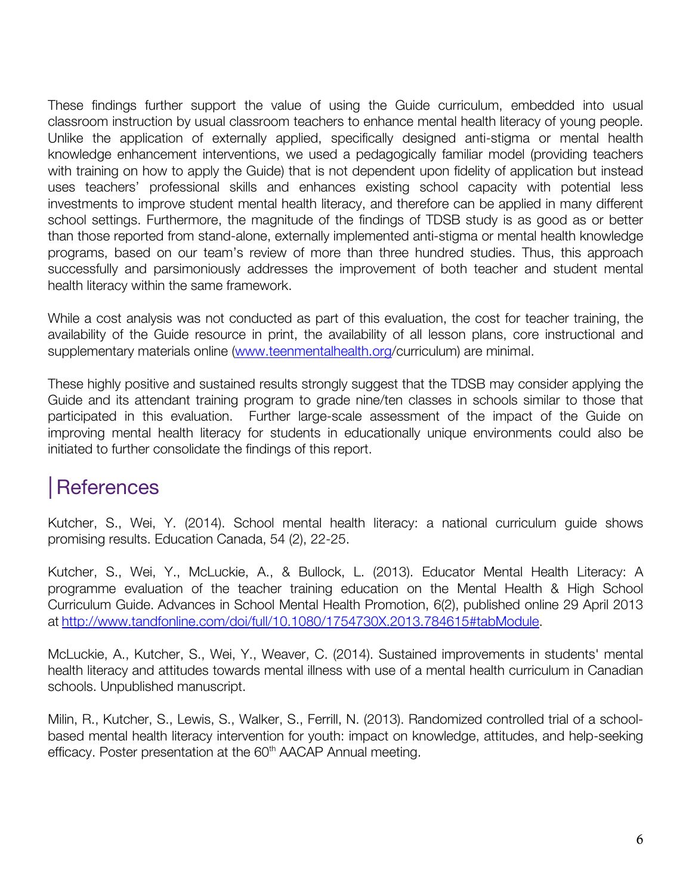These findings further support the value of using the Guide curriculum, embedded into usual classroom instruction by usual classroom teachers to enhance mental health literacy of young people. Unlike the application of externally applied, specifically designed anti-stigma or mental health knowledge enhancement interventions, we used a pedagogically familiar model (providing teachers with training on how to apply the Guide) that is not dependent upon fidelity of application but instead uses teachers' professional skills and enhances existing school capacity with potential less investments to improve student mental health literacy, and therefore can be applied in many different school settings. Furthermore, the magnitude of the findings of TDSB study is as good as or better than those reported from stand-alone, externally implemented anti-stigma or mental health knowledge programs, based on our team's review of more than three hundred studies. Thus, this approach successfully and parsimoniously addresses the improvement of both teacher and student mental health literacy within the same framework.

While a cost analysis was not conducted as part of this evaluation, the cost for teacher training, the availability of the Guide resource in print, the availability of all lesson plans, core instructional and supplementary materials online (www.teenmentalhealth.org/curriculum) are minimal.

These highly positive and sustained results strongly suggest that the TDSB may consider applying the Guide and its attendant training program to grade nine/ten classes in schools similar to those that participated in this evaluation. Further large-scale assessment of the impact of the Guide on improving mental health literacy for students in educationally unique environments could also be initiated to further consolidate the findings of this report.

## References

Kutcher, S., Wei, Y. (2014). School mental health literacy: a national curriculum guide shows promising results. Education Canada, 54 (2), 22-25.

Kutcher, S., Wei, Y., McLuckie, A., & Bullock, L. (2013). Educator Mental Health Literacy: A programme evaluation of the teacher training education on the Mental Health & High School Curriculum Guide. Advances in School Mental Health Promotion, 6(2), published online 29 April 2013 at http://www.tandfonline.com/doi/full/10.1080/1754730X.2013.784615#tabModule.

McLuckie, A., Kutcher, S., Wei, Y., Weaver, C. (2014). Sustained improvements in students' mental health literacy and attitudes towards mental illness with use of a mental health curriculum in Canadian schools. Unpublished manuscript.

Milin, R., Kutcher, S., Lewis, S., Walker, S., Ferrill, N. (2013). Randomized controlled trial of a school-based mental health literacy intervention for youth: impact on knowledge, attitudes, and help-seeking efficacy. Poster presentation at the 60th AACAP Annual meeting.